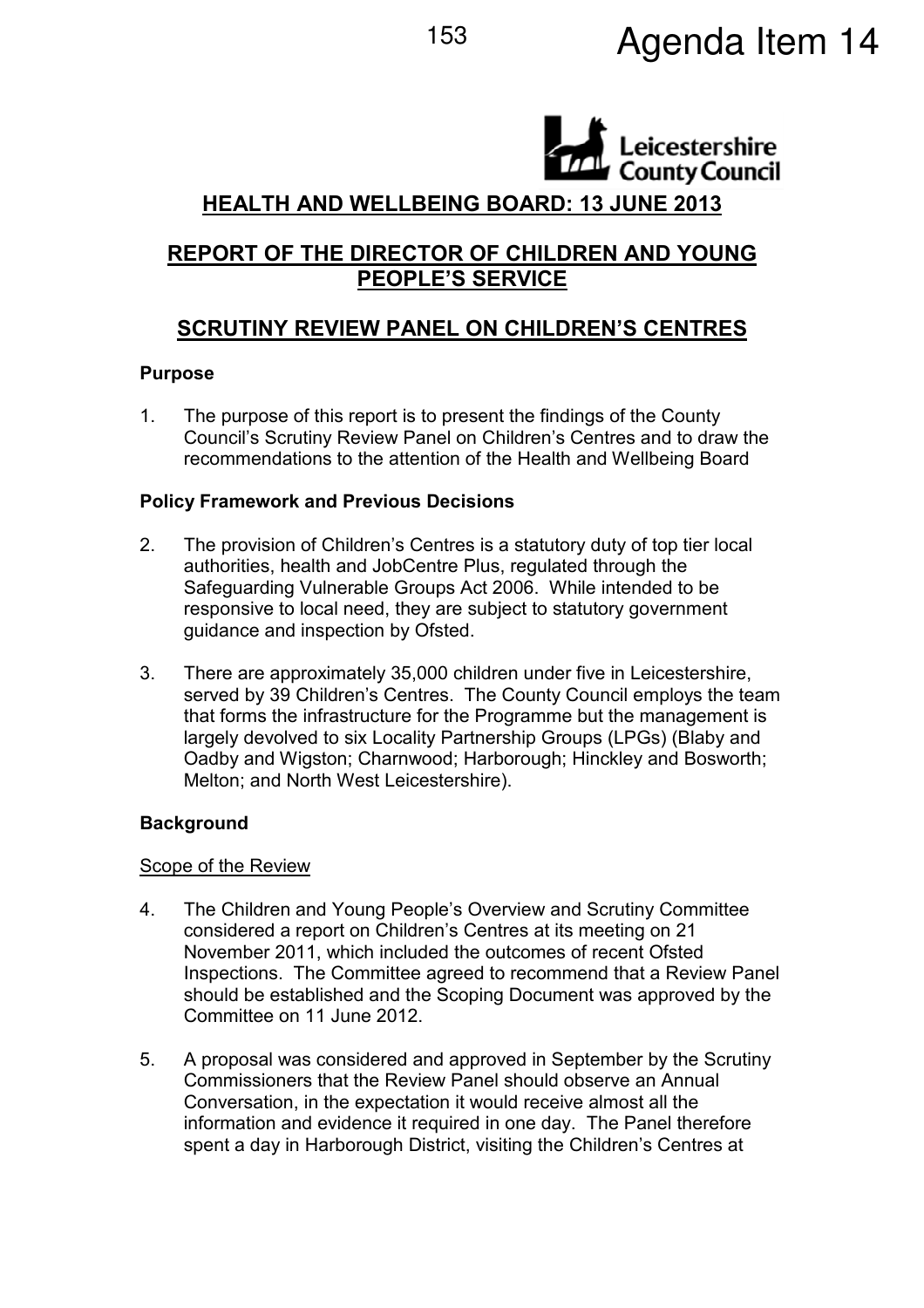Agenda Item 14

Leicestershire County Council

# HEALTH AND WELLBEING BOARD: 13 JUNE 2013

## REPORT OF THE DIRECTOR OF CHILDREN AND YOUNG PEOPLE'S SERVICE

## SCRUTINY REVIEW PANEL ON CHILDREN'S CENTRES

### Purpose

1. The purpose of this report is to present the findings of the County Council's Scrutiny Review Panel on Children's Centres and to draw the recommendations to the attention of the Health and Wellbeing Board

### Policy Framework and Previous Decisions

2. The provision of Children's Centres is a statutory duty of top tier local authorities, health and JobCentre Plus, regulated through the Safeguarding Vulnerable Groups Act 2006. While intended to be responsive to local need, they are subject to statutory government guidance and inspection by Ofsted.

3. There are approximately 35,000 children under five in Leicestershire, served by 39 Children's Centres. The County Council employs the team that forms the infrastructure for the Programme but the management is largely devolved to six Locality Partnership Groups (LPGs) (Blaby and Oadby and Wigston; Charnwood; Harborough; Hinckley and Bosworth; Melton; and North West Leicestershire).

### Background

Scope of the Review

4. The Children and Young People's Overview and Scrutiny Committee considered a report on Children's Centres at its meeting on 21 November 2011, which included the outcomes of recent Ofsted Inspections. The Committee agreed to recommend that a Review Panel should be established and the Scoping Document was approved by the Committee on 11 June 2012.

5. A proposal was considered and approved in September by the Scrutiny Commissioners that the Review Panel should observe an Annual Conversation, in the expectation it would receive almost all the information and evidence it required in one day. The Panel therefore spent a day in Harborough District, visiting the Children's Centres at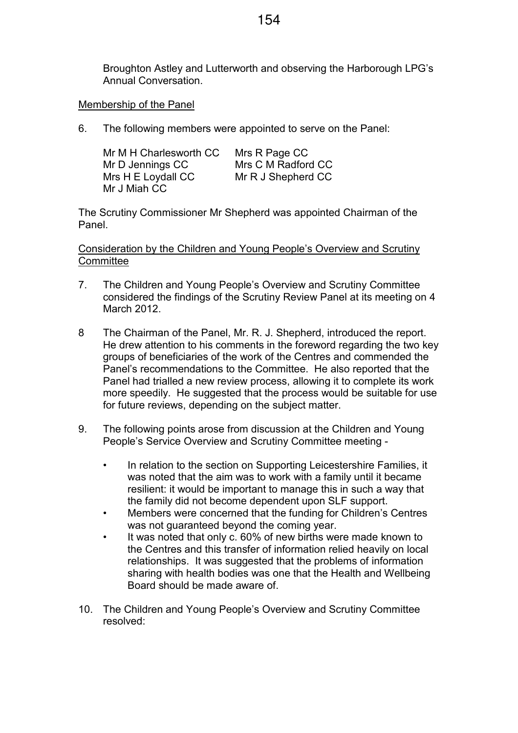Broughton Astley and Lutterworth and observing the Harborough LPG's Annual Conversation.

Membership of the Panel

6. The following members were appointed to serve on the Panel:

| | |
|---|---|
| Mr M H Charlesworth CC | Mrs R Page CC |
| Mr D Jennings CC | Mrs C M Radford CC |
| Mrs H E Loydall CC | Mr R J Shepherd CC |
| Mr J Miah CC | |

The Scrutiny Commissioner Mr Shepherd was appointed Chairman of the Panel.

Consideration by the Children and Young People's Overview and Scrutiny Committee

7. The Children and Young People's Overview and Scrutiny Committee considered the findings of the Scrutiny Review Panel at its meeting on 4 March 2012.

8 The Chairman of the Panel, Mr. R. J. Shepherd, introduced the report. He drew attention to his comments in the foreword regarding the two key groups of beneficiaries of the work of the Centres and commended the Panel's recommendations to the Committee. He also reported that the Panel had trialled a new review process, allowing it to complete its work more speedily. He suggested that the process would be suitable for use for future reviews, depending on the subject matter.

9. The following points arose from discussion at the Children and Young People's Service Overview and Scrutiny Committee meeting -

   - In relation to the section on Supporting Leicestershire Families, it was noted that the aim was to work with a family until it became resilient: it would be important to manage this in such a way that the family did not become dependent upon SLF support.
   - Members were concerned that the funding for Children's Centres was not guaranteed beyond the coming year.
   - It was noted that only c. 60% of new births were made known to the Centres and this transfer of information relied heavily on local relationships. It was suggested that the problems of information sharing with health bodies was one that the Health and Wellbeing Board should be made aware of.

10. The Children and Young People's Overview and Scrutiny Committee resolved: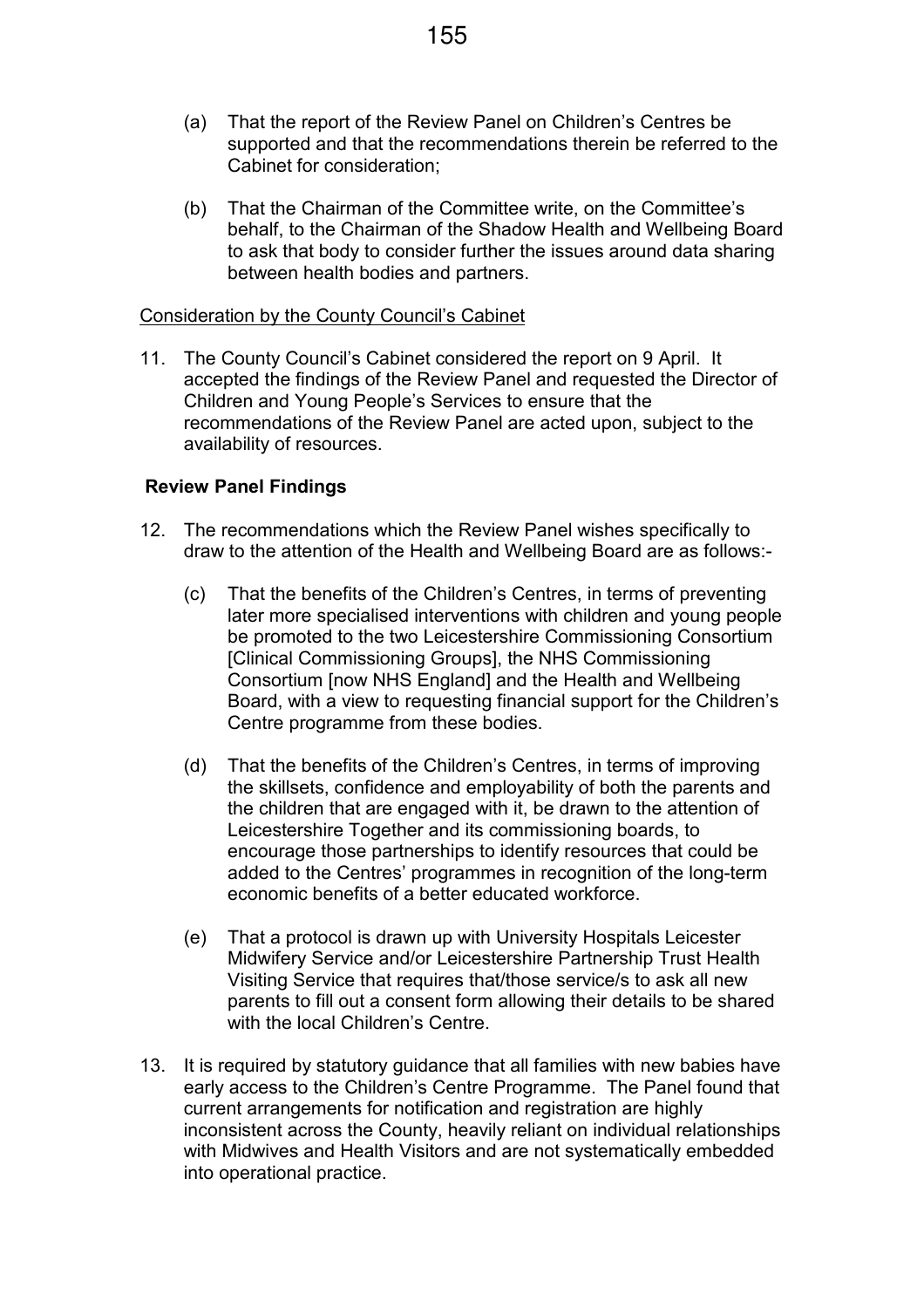(a) That the report of the Review Panel on Children's Centres be supported and that the recommendations therein be referred to the Cabinet for consideration;

(b) That the Chairman of the Committee write, on the Committee's behalf, to the Chairman of the Shadow Health and Wellbeing Board to ask that body to consider further the issues around data sharing between health bodies and partners.

<u>Consideration by the County Council's Cabinet</u>

11. The County Council's Cabinet considered the report on 9 April. It accepted the findings of the Review Panel and requested the Director of Children and Young People's Services to ensure that the recommendations of the Review Panel are acted upon, subject to the availability of resources.

**Review Panel Findings**

12. The recommendations which the Review Panel wishes specifically to draw to the attention of the Health and Wellbeing Board are as follows:-

    (c) That the benefits of the Children's Centres, in terms of preventing later more specialised interventions with children and young people be promoted to the two Leicestershire Commissioning Consortium [Clinical Commissioning Groups], the NHS Commissioning Consortium [now NHS England] and the Health and Wellbeing Board, with a view to requesting financial support for the Children's Centre programme from these bodies.

    (d) That the benefits of the Children's Centres, in terms of improving the skillsets, confidence and employability of both the parents and the children that are engaged with it, be drawn to the attention of Leicestershire Together and its commissioning boards, to encourage those partnerships to identify resources that could be added to the Centres' programmes in recognition of the long-term economic benefits of a better educated workforce.

    (e) That a protocol is drawn up with University Hospitals Leicester Midwifery Service and/or Leicestershire Partnership Trust Health Visiting Service that requires that/those service/s to ask all new parents to fill out a consent form allowing their details to be shared with the local Children's Centre.

13. It is required by statutory guidance that all families with new babies have early access to the Children's Centre Programme. The Panel found that current arrangements for notification and registration are highly inconsistent across the County, heavily reliant on individual relationships with Midwives and Health Visitors and are not systematically embedded into operational practice.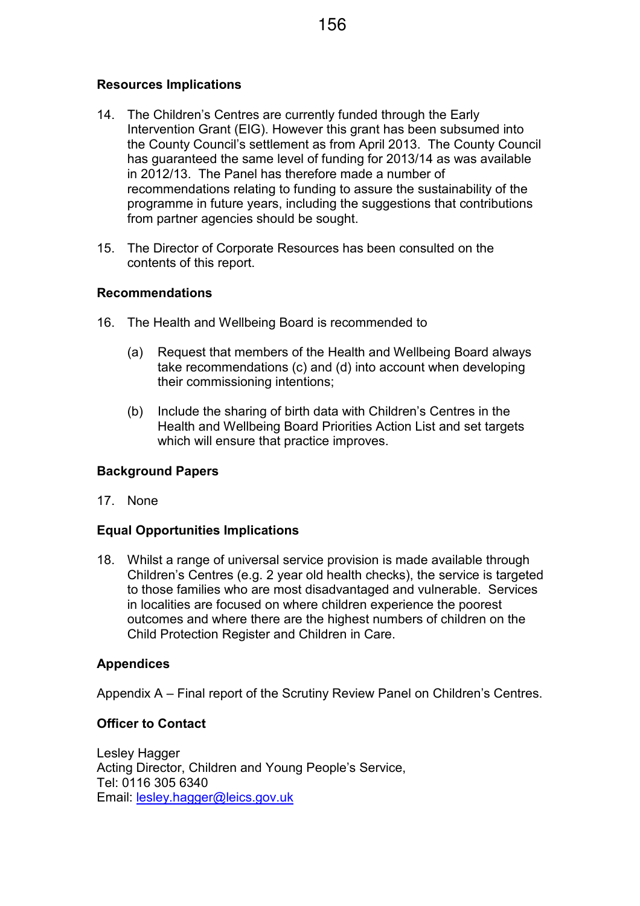**Resources Implications**

14. The Children's Centres are currently funded through the Early Intervention Grant (EIG). However this grant has been subsumed into the County Council's settlement as from April 2013. The County Council has guaranteed the same level of funding for 2013/14 as was available in 2012/13. The Panel has therefore made a number of recommendations relating to funding to assure the sustainability of the programme in future years, including the suggestions that contributions from partner agencies should be sought.

15. The Director of Corporate Resources has been consulted on the contents of this report.

**Recommendations**

16. The Health and Wellbeing Board is recommended to

    (a) Request that members of the Health and Wellbeing Board always take recommendations (c) and (d) into account when developing their commissioning intentions;

    (b) Include the sharing of birth data with Children's Centres in the Health and Wellbeing Board Priorities Action List and set targets which will ensure that practice improves.

**Background Papers**

17. None

**Equal Opportunities Implications**

18. Whilst a range of universal service provision is made available through Children's Centres (e.g. 2 year old health checks), the service is targeted to those families who are most disadvantaged and vulnerable. Services in localities are focused on where children experience the poorest outcomes and where there are the highest numbers of children on the Child Protection Register and Children in Care.

**Appendices**

Appendix A – Final report of the Scrutiny Review Panel on Children's Centres.

**Officer to Contact**

Lesley Hagger
Acting Director, Children and Young People's Service,
Tel: 0116 305 6340
Email: lesley.hagger@leics.gov.uk